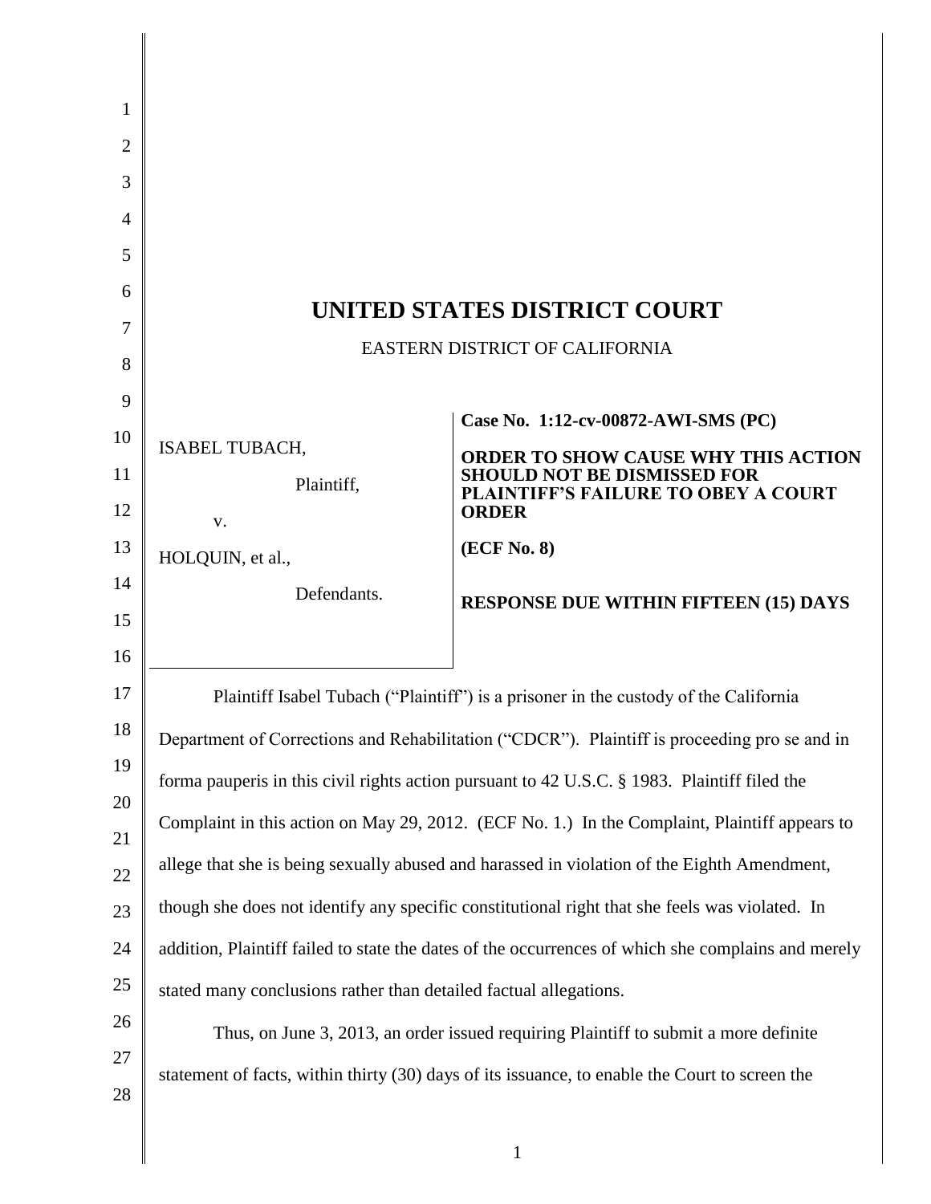# UNITED STATES DISTRICT COURT

EASTERN DISTRICT OF CALIFORNIA

| | |
|---|---|
| ISABEL TUBACH,<br><br>Plaintiff,<br><br>v.<br><br>HOLQUIN, et al.,<br><br>Defendants. | **Case No. 1:12-cv-00872-AWI-SMS (PC)**<br><br>**ORDER TO SHOW CAUSE WHY THIS ACTION SHOULD NOT BE DISMISSED FOR PLAINTIFF'S FAILURE TO OBEY A COURT ORDER**<br><br>**(ECF No. 8)**<br><br>**RESPONSE DUE WITHIN FIFTEEN (15) DAYS** |

Plaintiff Isabel Tubach ("Plaintiff") is a prisoner in the custody of the California Department of Corrections and Rehabilitation ("CDCR"). Plaintiff is proceeding pro se and in forma pauperis in this civil rights action pursuant to 42 U.S.C. § 1983. Plaintiff filed the Complaint in this action on May 29, 2012. (ECF No. 1.) In the Complaint, Plaintiff appears to allege that she is being sexually abused and harassed in violation of the Eighth Amendment, though she does not identify any specific constitutional right that she feels was violated. In addition, Plaintiff failed to state the dates of the occurrences of which she complains and merely stated many conclusions rather than detailed factual allegations.

Thus, on June 3, 2013, an order issued requiring Plaintiff to submit a more definite statement of facts, within thirty (30) days of its issuance, to enable the Court to screen the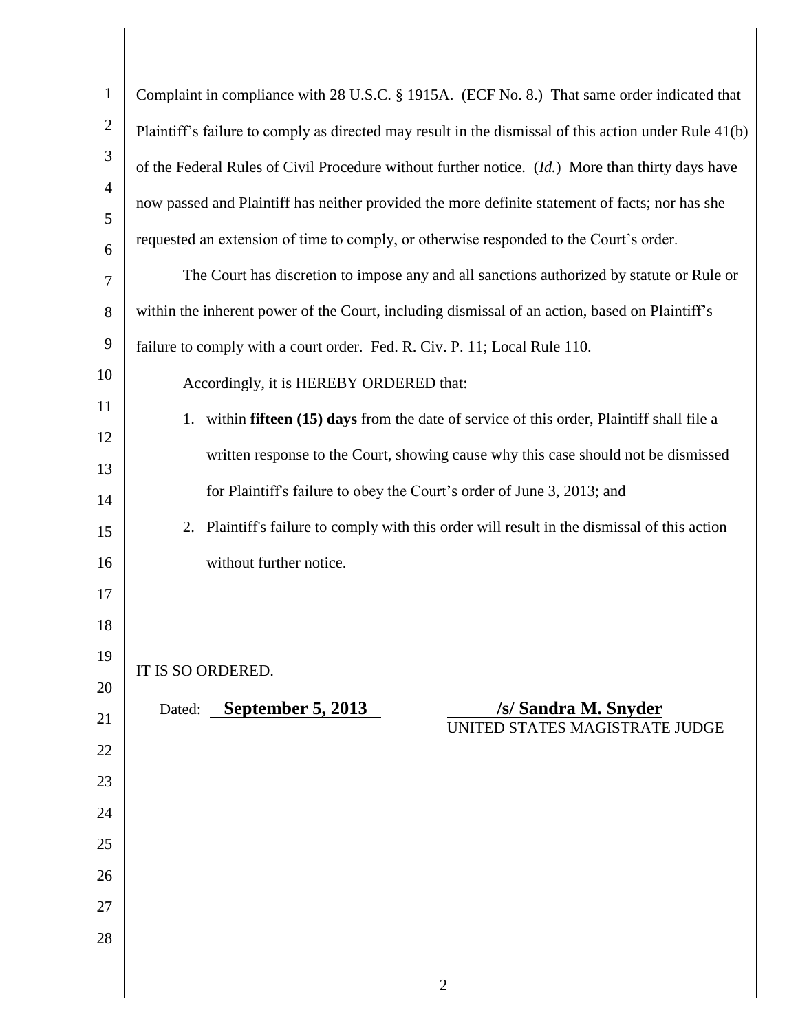Complaint in compliance with 28 U.S.C. § 1915A. (ECF No. 8.) That same order indicated that Plaintiff's failure to comply as directed may result in the dismissal of this action under Rule 41(b) of the Federal Rules of Civil Procedure without further notice. (*Id.*) More than thirty days have now passed and Plaintiff has neither provided the more definite statement of facts; nor has she requested an extension of time to comply, or otherwise responded to the Court's order.

The Court has discretion to impose any and all sanctions authorized by statute or Rule or within the inherent power of the Court, including dismissal of an action, based on Plaintiff's failure to comply with a court order. Fed. R. Civ. P. 11; Local Rule 110.

Accordingly, it is HEREBY ORDERED that:

1. within **fifteen (15) days** from the date of service of this order, Plaintiff shall file a written response to the Court, showing cause why this case should not be dismissed for Plaintiff's failure to obey the Court's order of June 3, 2013; and
2. Plaintiff's failure to comply with this order will result in the dismissal of this action without further notice.

IT IS SO ORDERED.

Dated: **September 5, 2013**

**/s/ Sandra M. Snyder**
UNITED STATES MAGISTRATE JUDGE